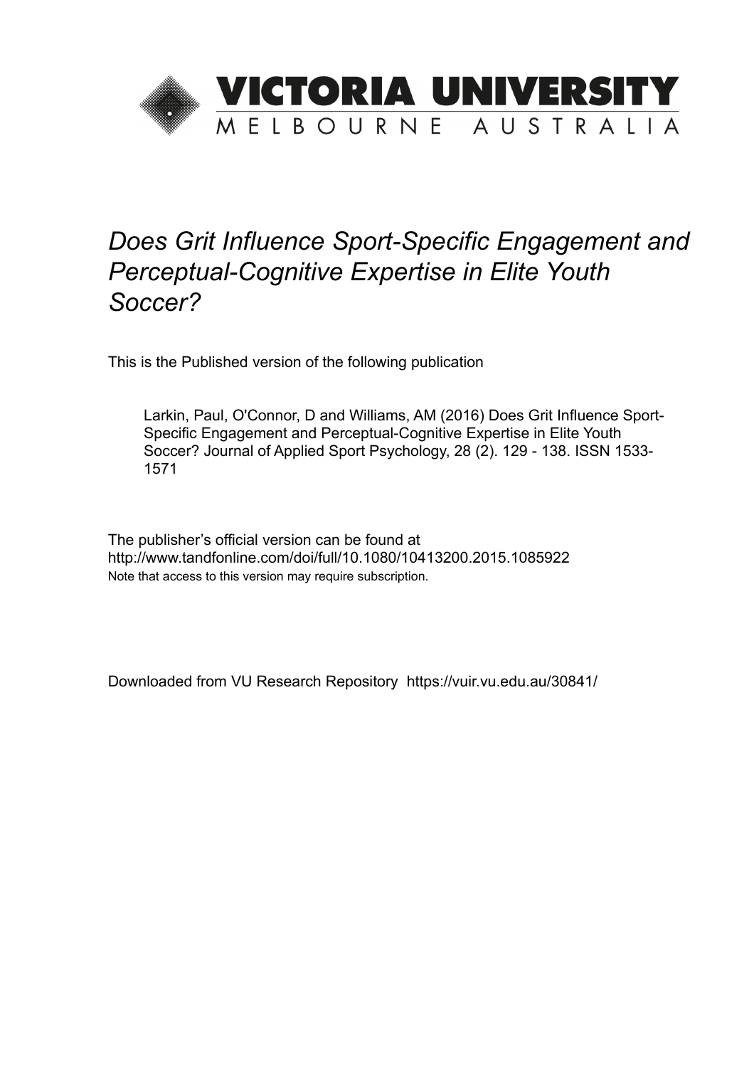# VICTORIA UNIVERSITY
MELBOURNE AUSTRALIA

*Does Grit Influence Sport-Specific Engagement and Perceptual-Cognitive Expertise in Elite Youth Soccer?*

This is the Published version of the following publication

Larkin, Paul, O'Connor, D and Williams, AM (2016) Does Grit Influence Sport-Specific Engagement and Perceptual-Cognitive Expertise in Elite Youth Soccer? Journal of Applied Sport Psychology, 28 (2). 129 - 138. ISSN 1533-1571

The publisher's official version can be found at
http://www.tandfonline.com/doi/full/10.1080/10413200.2015.1085922
Note that access to this version may require subscription.

Downloaded from VU Research Repository https://vuir.vu.edu.au/30841/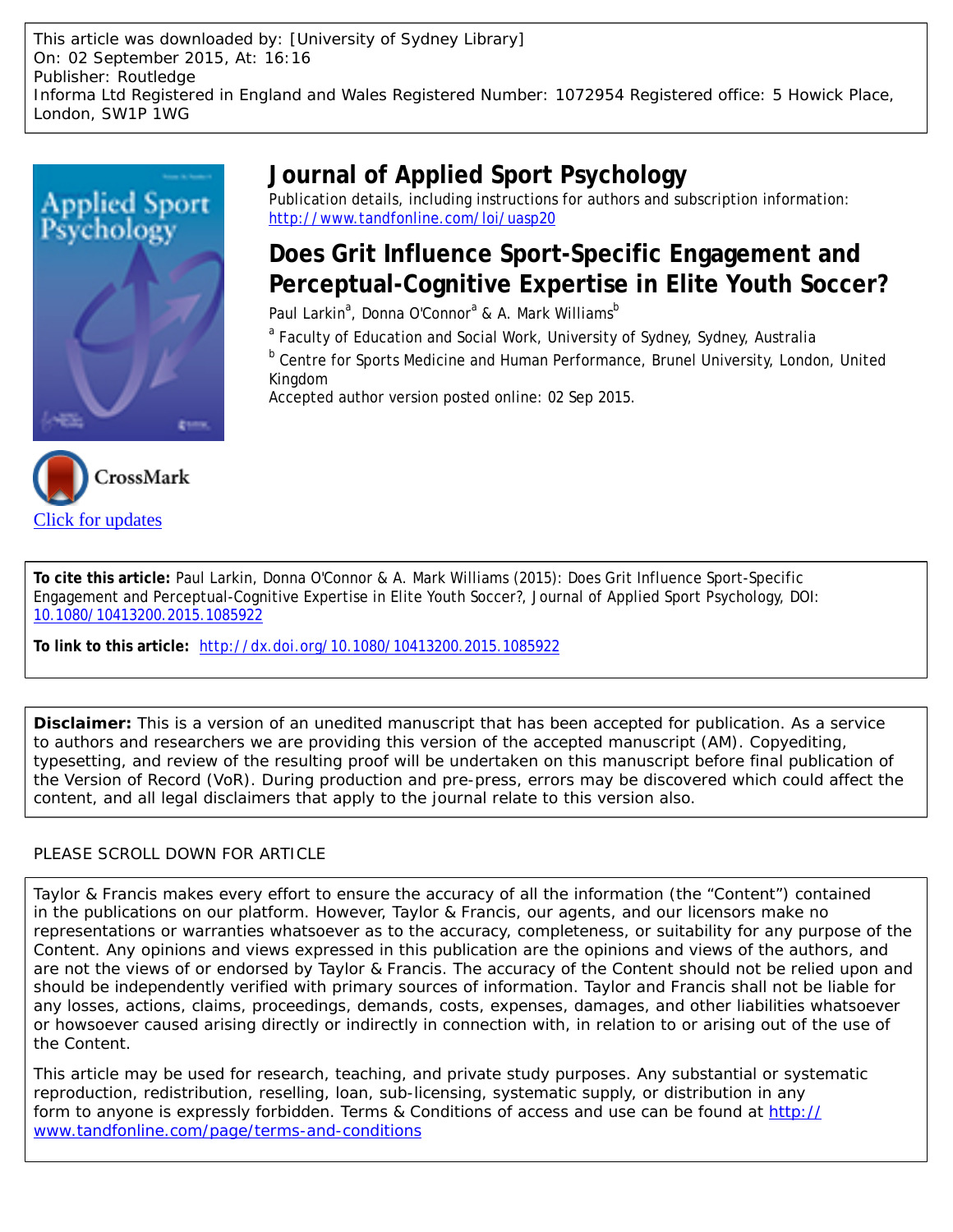This article was downloaded by: [University of Sydney Library]
On: 02 September 2015, At: 16:16
Publisher: Routledge
Informa Ltd Registered in England and Wales Registered Number: 1072954 Registered office: 5 Howick Place, London, SW1P 1WG

# Journal of Applied Sport Psychology

Publication details, including instructions for authors and subscription information:
http://www.tandfonline.com/loi/uasp20

## Does Grit Influence Sport-Specific Engagement and Perceptual-Cognitive Expertise in Elite Youth Soccer?

Paul Larkin[a], Donna O'Connor[a] & A. Mark Williams[b]

[a] Faculty of Education and Social Work, University of Sydney, Sydney, Australia

[b] Centre for Sports Medicine and Human Performance, Brunel University, London, United Kingdom

Accepted author version posted online: 02 Sep 2015.

Click for updates

**To cite this article:** Paul Larkin, Donna O'Connor & A. Mark Williams (2015): Does Grit Influence Sport-Specific Engagement and Perceptual-Cognitive Expertise in Elite Youth Soccer?, Journal of Applied Sport Psychology, DOI: 10.1080/10413200.2015.1085922

**To link to this article:** http://dx.doi.org/10.1080/10413200.2015.1085922

**Disclaimer:** This is a version of an unedited manuscript that has been accepted for publication. As a service to authors and researchers we are providing this version of the accepted manuscript (AM). Copyediting, typesetting, and review of the resulting proof will be undertaken on this manuscript before final publication of the Version of Record (VoR). During production and pre-press, errors may be discovered which could affect the content, and all legal disclaimers that apply to the journal relate to this version also.

PLEASE SCROLL DOWN FOR ARTICLE

Taylor & Francis makes every effort to ensure the accuracy of all the information (the "Content") contained in the publications on our platform. However, Taylor & Francis, our agents, and our licensors make no representations or warranties whatsoever as to the accuracy, completeness, or suitability for any purpose of the Content. Any opinions and views expressed in this publication are the opinions and views of the authors, and are not the views of or endorsed by Taylor & Francis. The accuracy of the Content should not be relied upon and should be independently verified with primary sources of information. Taylor and Francis shall not be liable for any losses, actions, claims, proceedings, demands, costs, expenses, damages, and other liabilities whatsoever or howsoever caused arising directly or indirectly in connection with, in relation to or arising out of the use of the Content.

This article may be used for research, teaching, and private study purposes. Any substantial or systematic reproduction, redistribution, reselling, loan, sub-licensing, systematic supply, or distribution in any form to anyone is expressly forbidden. Terms & Conditions of access and use can be found at http://www.tandfonline.com/page/terms-and-conditions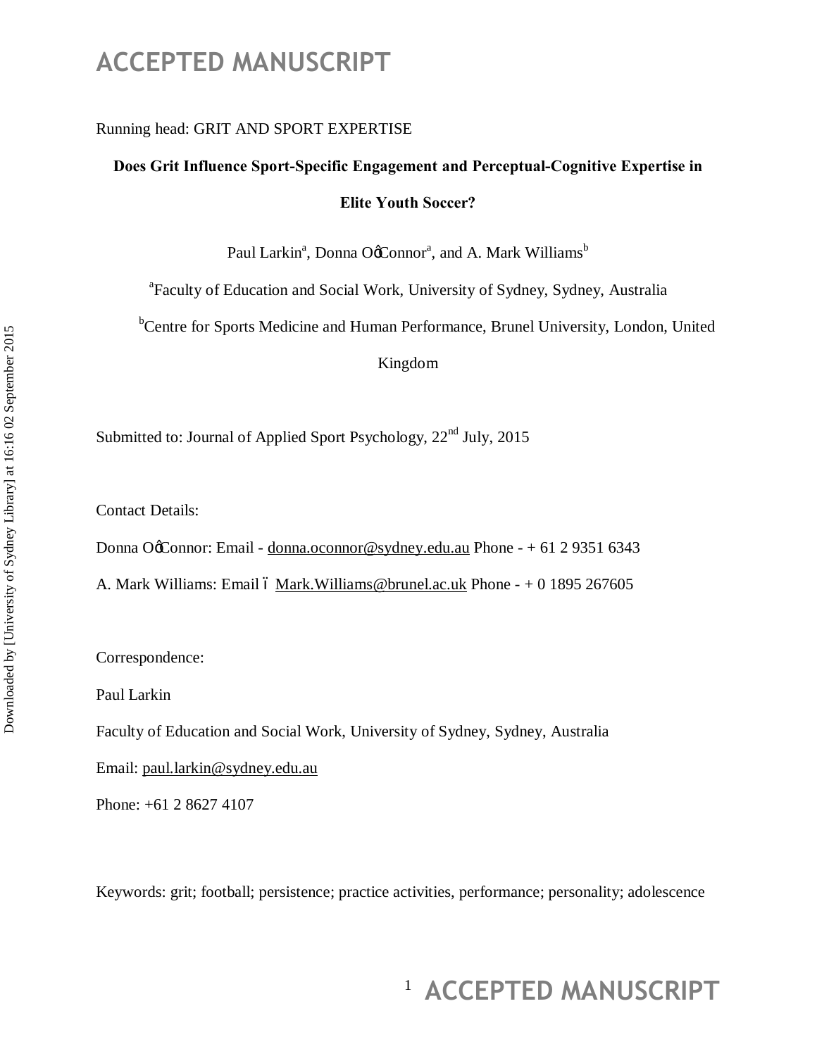Running head: GRIT AND SPORT EXPERTISE

**Does Grit Influence Sport-Specific Engagement and Perceptual-Cognitive Expertise in Elite Youth Soccer?**

Paul Larkin[a], Donna O'Connor[a], and A. Mark Williams[b]

[a]Faculty of Education and Social Work, University of Sydney, Sydney, Australia

[b]Centre for Sports Medicine and Human Performance, Brunel University, London, United Kingdom

Submitted to: Journal of Applied Sport Psychology, 22nd July, 2015

Contact Details:

Donna O'Connor: Email - donna.oconnor@sydney.edu.au Phone - + 61 2 9351 6343

A. Mark Williams: Email – Mark.Williams@brunel.ac.uk Phone - + 0 1895 267605

Correspondence:

Paul Larkin

Faculty of Education and Social Work, University of Sydney, Sydney, Australia

Email: paul.larkin@sydney.edu.au

Phone: +61 2 8627 4107

Keywords: grit; football; persistence; practice activities, performance; personality; adolescence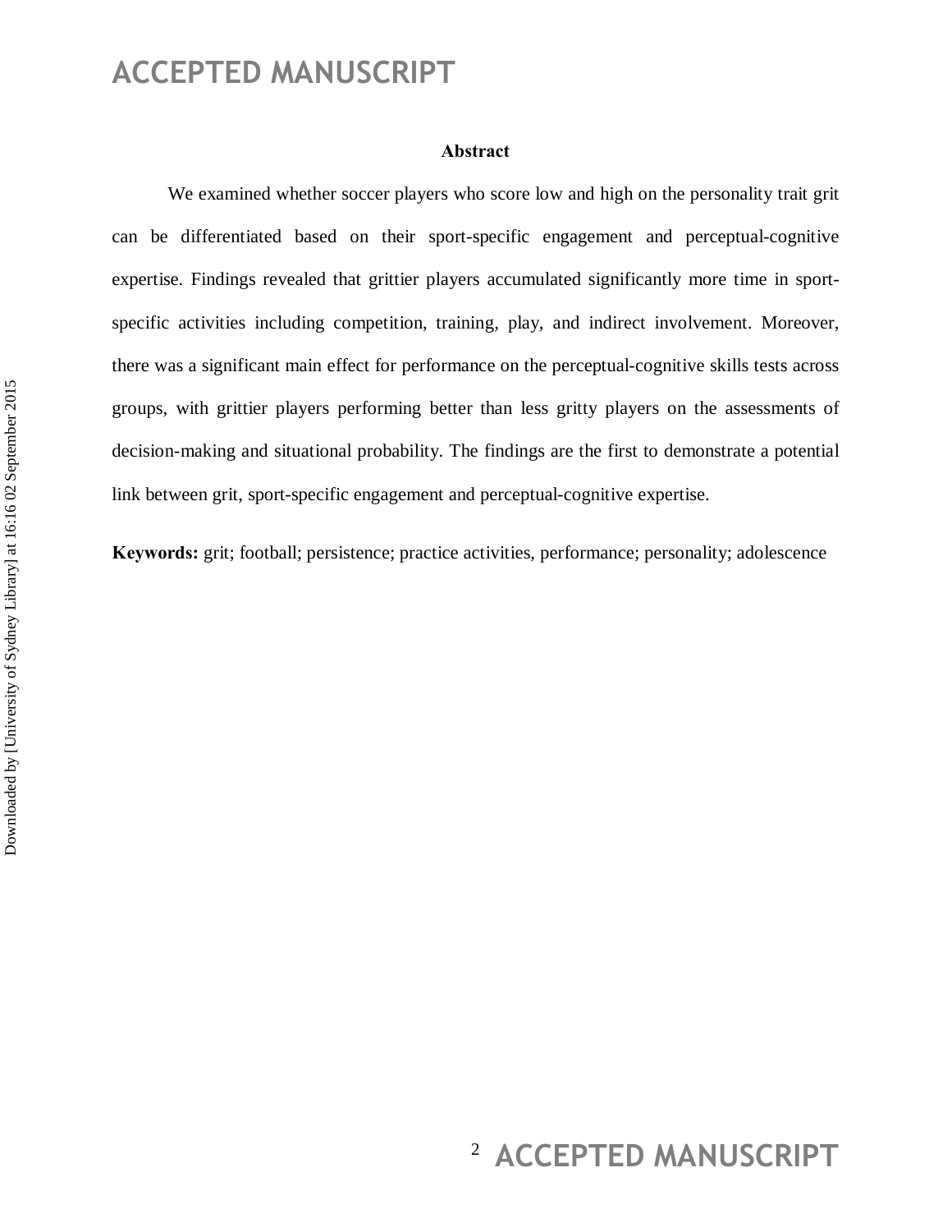## Abstract

We examined whether soccer players who score low and high on the personality trait grit can be differentiated based on their sport-specific engagement and perceptual-cognitive expertise. Findings revealed that grittier players accumulated significantly more time in sport-specific activities including competition, training, play, and indirect involvement. Moreover, there was a significant main effect for performance on the perceptual-cognitive skills tests across groups, with grittier players performing better than less gritty players on the assessments of decision-making and situational probability. The findings are the first to demonstrate a potential link between grit, sport-specific engagement and perceptual-cognitive expertise.

**Keywords:** grit; football; persistence; practice activities, performance; personality; adolescence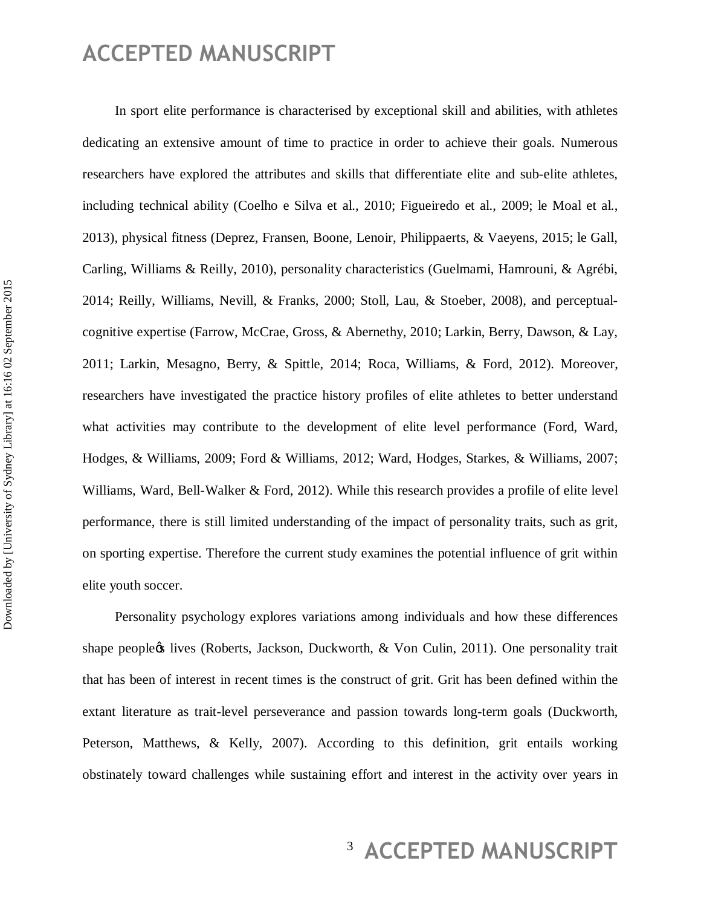In sport elite performance is characterised by exceptional skill and abilities, with athletes dedicating an extensive amount of time to practice in order to achieve their goals. Numerous researchers have explored the attributes and skills that differentiate elite and sub-elite athletes, including technical ability (Coelho e Silva et al., 2010; Figueiredo et al., 2009; le Moal et al., 2013), physical fitness (Deprez, Fransen, Boone, Lenoir, Philippaerts, & Vaeyens, 2015; le Gall, Carling, Williams & Reilly, 2010), personality characteristics (Guelmami, Hamrouni, & Agrébi, 2014; Reilly, Williams, Nevill, & Franks, 2000; Stoll, Lau, & Stoeber, 2008), and perceptual-cognitive expertise (Farrow, McCrae, Gross, & Abernethy, 2010; Larkin, Berry, Dawson, & Lay, 2011; Larkin, Mesagno, Berry, & Spittle, 2014; Roca, Williams, & Ford, 2012). Moreover, researchers have investigated the practice history profiles of elite athletes to better understand what activities may contribute to the development of elite level performance (Ford, Ward, Hodges, & Williams, 2009; Ford & Williams, 2012; Ward, Hodges, Starkes, & Williams, 2007; Williams, Ward, Bell-Walker & Ford, 2012). While this research provides a profile of elite level performance, there is still limited understanding of the impact of personality traits, such as grit, on sporting expertise. Therefore the current study examines the potential influence of grit within elite youth soccer.

Personality psychology explores variations among individuals and how these differences shape people's lives (Roberts, Jackson, Duckworth, & Von Culin, 2011). One personality trait that has been of interest in recent times is the construct of grit. Grit has been defined within the extant literature as trait-level perseverance and passion towards long-term goals (Duckworth, Peterson, Matthews, & Kelly, 2007). According to this definition, grit entails working obstinately toward challenges while sustaining effort and interest in the activity over years in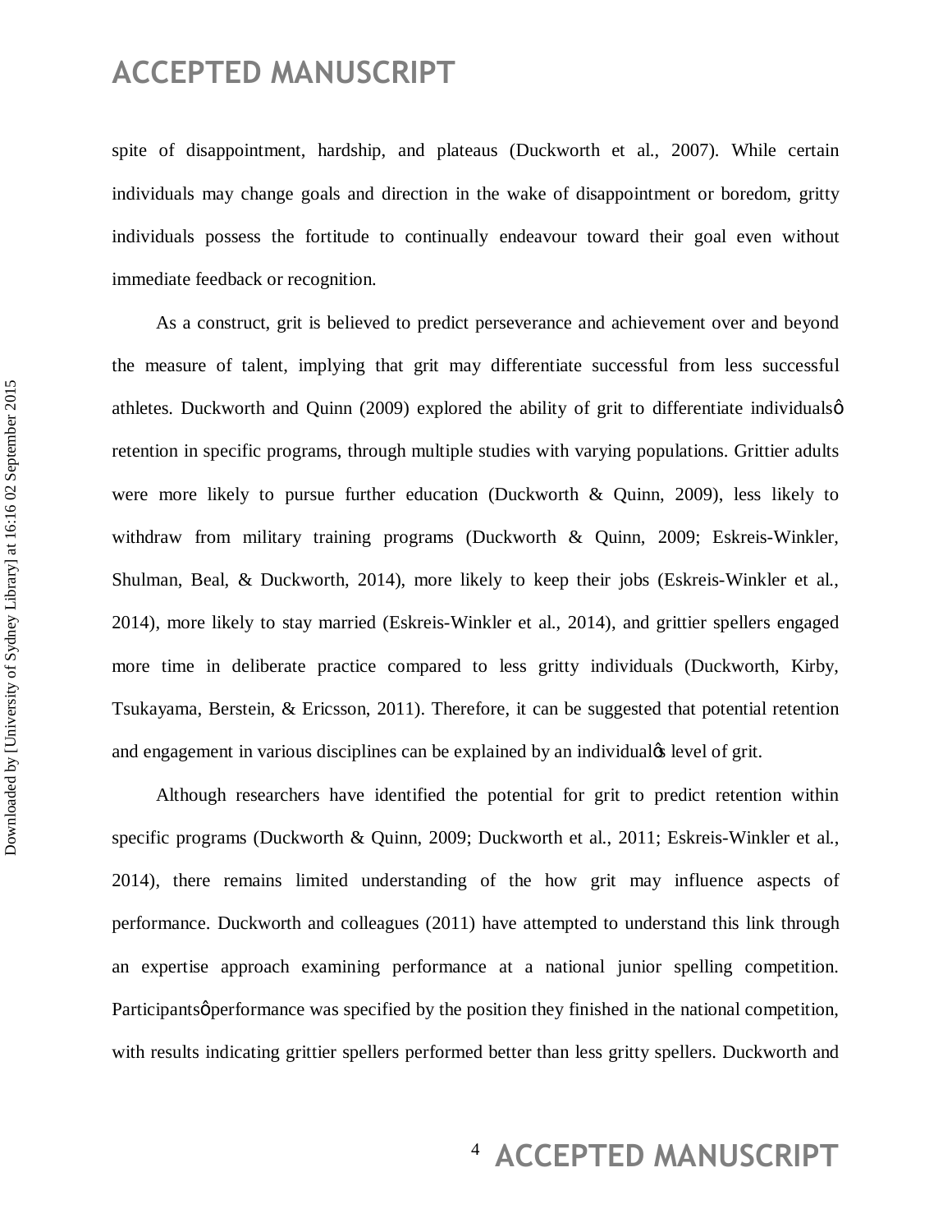spite of disappointment, hardship, and plateaus (Duckworth et al., 2007). While certain individuals may change goals and direction in the wake of disappointment or boredom, gritty individuals possess the fortitude to continually endeavour toward their goal even without immediate feedback or recognition.

As a construct, grit is believed to predict perseverance and achievement over and beyond the measure of talent, implying that grit may differentiate successful from less successful athletes. Duckworth and Quinn (2009) explored the ability of grit to differentiate individualsô retention in specific programs, through multiple studies with varying populations. Grittier adults were more likely to pursue further education (Duckworth & Quinn, 2009), less likely to withdraw from military training programs (Duckworth & Quinn, 2009; Eskreis-Winkler, Shulman, Beal, & Duckworth, 2014), more likely to keep their jobs (Eskreis-Winkler et al., 2014), more likely to stay married (Eskreis-Winkler et al., 2014), and grittier spellers engaged more time in deliberate practice compared to less gritty individuals (Duckworth, Kirby, Tsukayama, Berstein, & Ericsson, 2011). Therefore, it can be suggested that potential retention and engagement in various disciplines can be explained by an individualøs level of grit.

Although researchers have identified the potential for grit to predict retention within specific programs (Duckworth & Quinn, 2009; Duckworth et al., 2011; Eskreis-Winkler et al., 2014), there remains limited understanding of the how grit may influence aspects of performance. Duckworth and colleagues (2011) have attempted to understand this link through an expertise approach examining performance at a national junior spelling competition. Participantsø performance was specified by the position they finished in the national competition, with results indicating grittier spellers performed better than less gritty spellers. Duckworth and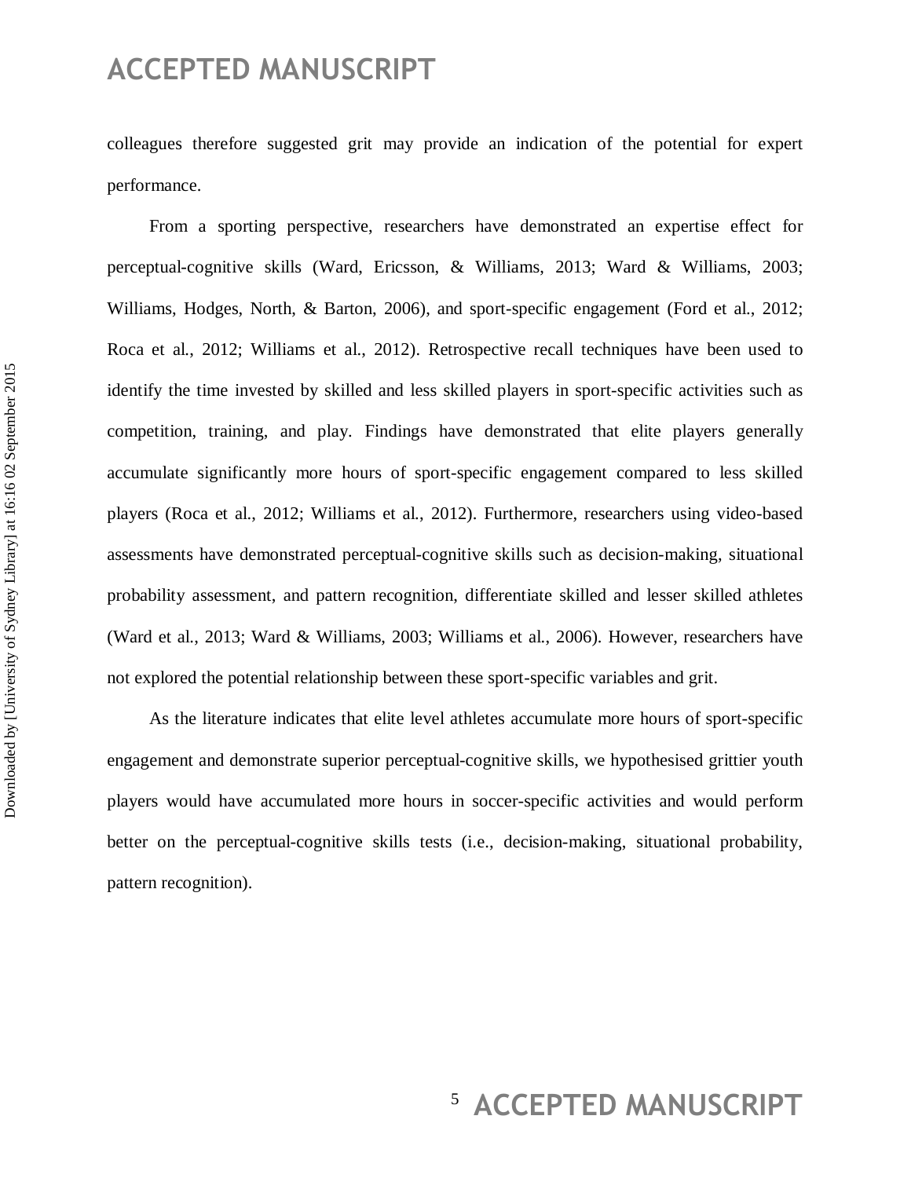colleagues therefore suggested grit may provide an indication of the potential for expert performance.

From a sporting perspective, researchers have demonstrated an expertise effect for perceptual-cognitive skills (Ward, Ericsson, & Williams, 2013; Ward & Williams, 2003; Williams, Hodges, North, & Barton, 2006), and sport-specific engagement (Ford et al., 2012; Roca et al., 2012; Williams et al., 2012). Retrospective recall techniques have been used to identify the time invested by skilled and less skilled players in sport-specific activities such as competition, training, and play. Findings have demonstrated that elite players generally accumulate significantly more hours of sport-specific engagement compared to less skilled players (Roca et al., 2012; Williams et al., 2012). Furthermore, researchers using video-based assessments have demonstrated perceptual-cognitive skills such as decision-making, situational probability assessment, and pattern recognition, differentiate skilled and lesser skilled athletes (Ward et al., 2013; Ward & Williams, 2003; Williams et al., 2006). However, researchers have not explored the potential relationship between these sport-specific variables and grit.

As the literature indicates that elite level athletes accumulate more hours of sport-specific engagement and demonstrate superior perceptual-cognitive skills, we hypothesised grittier youth players would have accumulated more hours in soccer-specific activities and would perform better on the perceptual-cognitive skills tests (i.e., decision-making, situational probability, pattern recognition).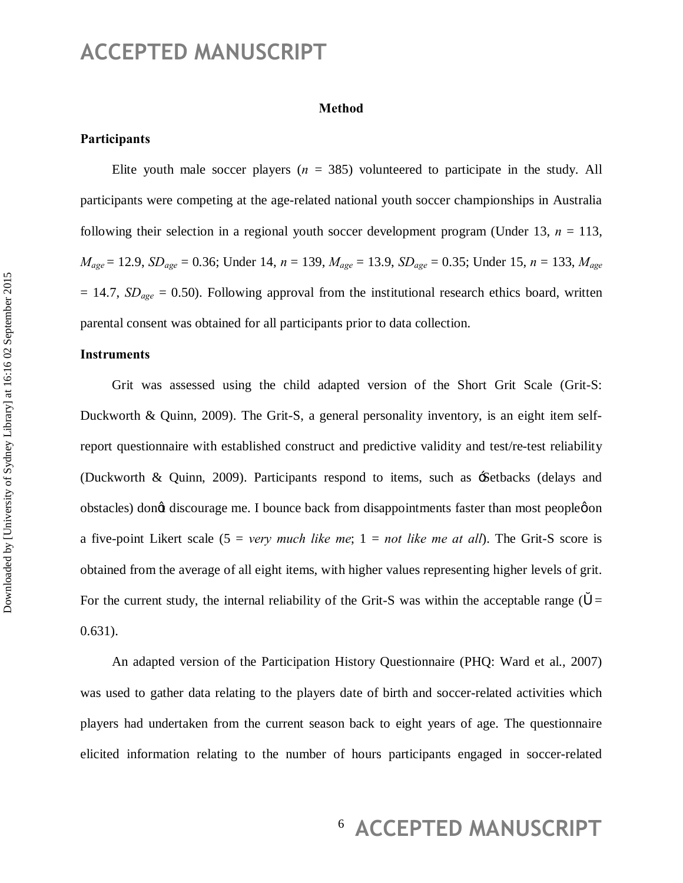## Method

### Participants

Elite youth male soccer players ($n$ = 385) volunteered to participate in the study. All participants were competing at the age-related national youth soccer championships in Australia following their selection in a regional youth soccer development program (Under 13, $n$ = 113, $M_{age}$ = 12.9, $SD_{age}$ = 0.36; Under 14, $n$ = 139, $M_{age}$ = 13.9, $SD_{age}$ = 0.35; Under 15, $n$ = 133, $M_{age}$ = 14.7, $SD_{age}$ = 0.50). Following approval from the institutional research ethics board, written parental consent was obtained for all participants prior to data collection.

### Instruments

Grit was assessed using the child adapted version of the Short Grit Scale (Grit-S: Duckworth & Quinn, 2009). The Grit-S, a general personality inventory, is an eight item self-report questionnaire with established construct and predictive validity and test/re-test reliability (Duckworth & Quinn, 2009). Participants respond to items, such as 'Setbacks (delays and obstacles) don't discourage me. I bounce back from disappointments faster than most people' on a five-point Likert scale (5 = *very much like me*; 1 = *not like me at all*). The Grit-S score is obtained from the average of all eight items, with higher values representing higher levels of grit. For the current study, the internal reliability of the Grit-S was within the acceptable range ($\alpha$ = 0.631).

An adapted version of the Participation History Questionnaire (PHQ: Ward et al., 2007) was used to gather data relating to the players date of birth and soccer-related activities which players had undertaken from the current season back to eight years of age. The questionnaire elicited information relating to the number of hours participants engaged in soccer-related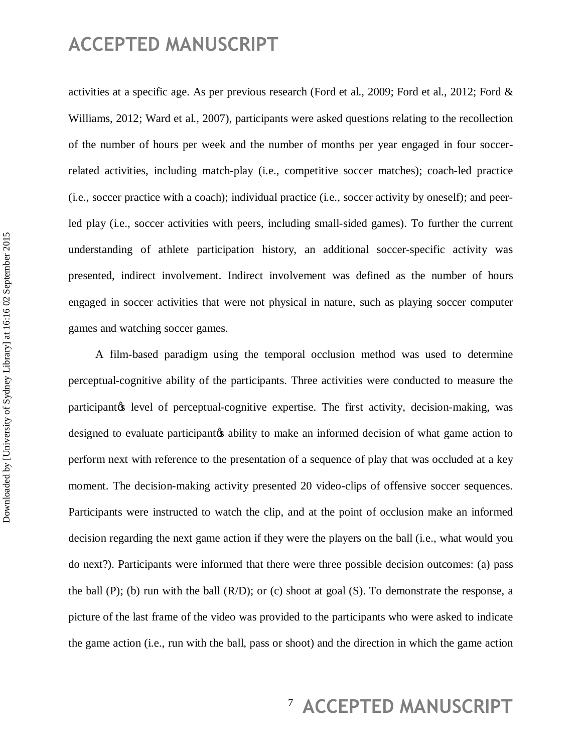activities at a specific age. As per previous research (Ford et al., 2009; Ford et al., 2012; Ford & Williams, 2012; Ward et al., 2007), participants were asked questions relating to the recollection of the number of hours per week and the number of months per year engaged in four soccer-related activities, including match-play (i.e., competitive soccer matches); coach-led practice (i.e., soccer practice with a coach); individual practice (i.e., soccer activity by oneself); and peer-led play (i.e., soccer activities with peers, including small-sided games). To further the current understanding of athlete participation history, an additional soccer-specific activity was presented, indirect involvement. Indirect involvement was defined as the number of hours engaged in soccer activities that were not physical in nature, such as playing soccer computer games and watching soccer games.

A film-based paradigm using the temporal occlusion method was used to determine perceptual-cognitive ability of the participants. Three activities were conducted to measure the participant's level of perceptual-cognitive expertise. The first activity, decision-making, was designed to evaluate participant's ability to make an informed decision of what game action to perform next with reference to the presentation of a sequence of play that was occluded at a key moment. The decision-making activity presented 20 video-clips of offensive soccer sequences. Participants were instructed to watch the clip, and at the point of occlusion make an informed decision regarding the next game action if they were the players on the ball (i.e., what would you do next?). Participants were informed that there were three possible decision outcomes: (a) pass the ball (P); (b) run with the ball (R/D); or (c) shoot at goal (S). To demonstrate the response, a picture of the last frame of the video was provided to the participants who were asked to indicate the game action (i.e., run with the ball, pass or shoot) and the direction in which the game action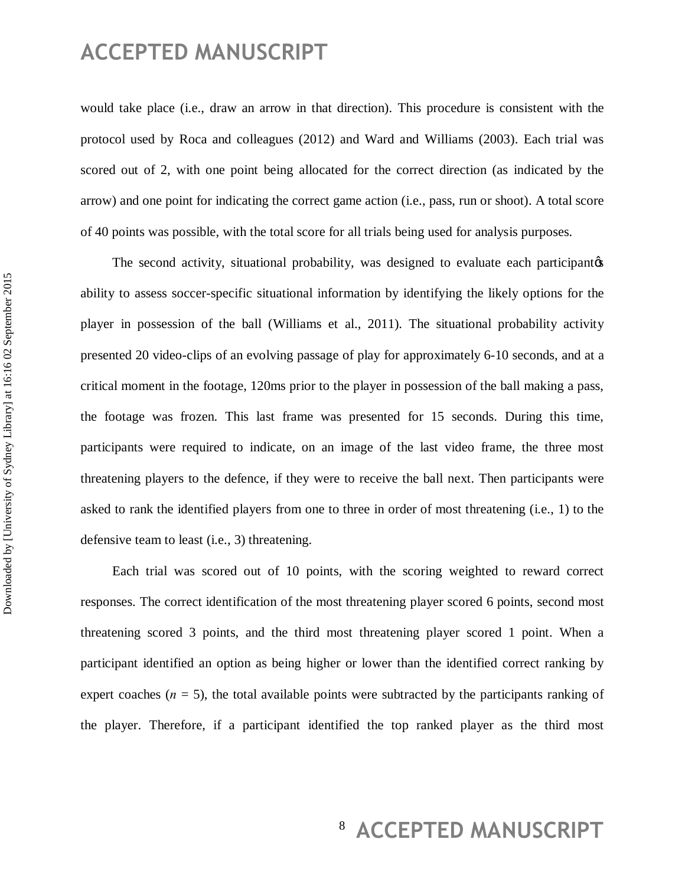would take place (i.e., draw an arrow in that direction). This procedure is consistent with the protocol used by Roca and colleagues (2012) and Ward and Williams (2003). Each trial was scored out of 2, with one point being allocated for the correct direction (as indicated by the arrow) and one point for indicating the correct game action (i.e., pass, run or shoot). A total score of 40 points was possible, with the total score for all trials being used for analysis purposes.

The second activity, situational probability, was designed to evaluate each participantǿs ability to assess soccer-specific situational information by identifying the likely options for the player in possession of the ball (Williams et al., 2011). The situational probability activity presented 20 video-clips of an evolving passage of play for approximately 6-10 seconds, and at a critical moment in the footage, 120ms prior to the player in possession of the ball making a pass, the footage was frozen. This last frame was presented for 15 seconds. During this time, participants were required to indicate, on an image of the last video frame, the three most threatening players to the defence, if they were to receive the ball next. Then participants were asked to rank the identified players from one to three in order of most threatening (i.e., 1) to the defensive team to least (i.e., 3) threatening.

Each trial was scored out of 10 points, with the scoring weighted to reward correct responses. The correct identification of the most threatening player scored 6 points, second most threatening scored 3 points, and the third most threatening player scored 1 point. When a participant identified an option as being higher or lower than the identified correct ranking by expert coaches ($n$ = 5), the total available points were subtracted by the participants ranking of the player. Therefore, if a participant identified the top ranked player as the third most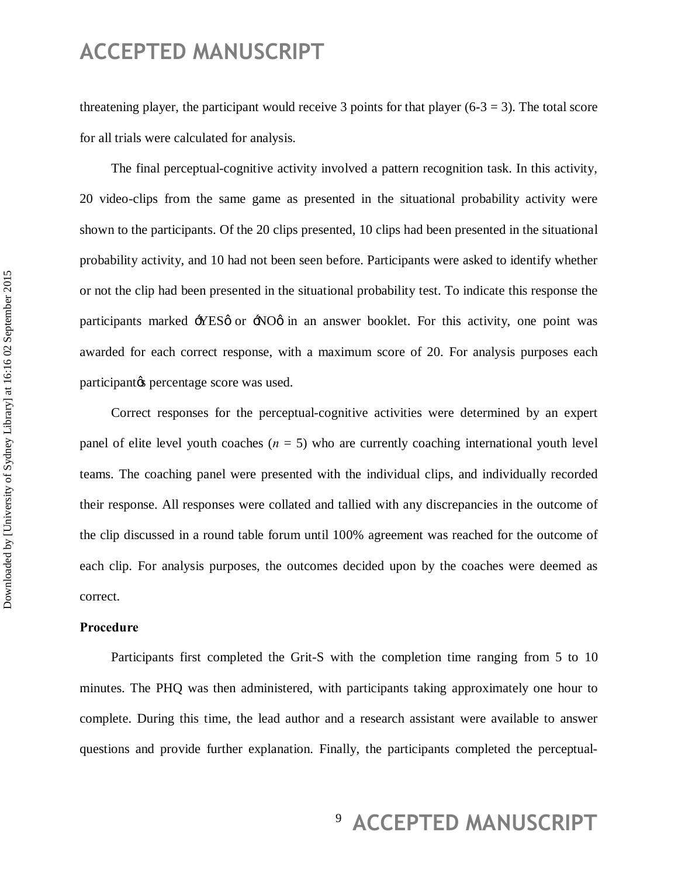threatening player, the participant would receive 3 points for that player (6-3 = 3). The total score for all trials were calculated for analysis.

The final perceptual-cognitive activity involved a pattern recognition task. In this activity, 20 video-clips from the same game as presented in the situational probability activity were shown to the participants. Of the 20 clips presented, 10 clips had been presented in the situational probability activity, and 10 had not been seen before. Participants were asked to identify whether or not the clip had been presented in the situational probability test. To indicate this response the participants marked 'YES' or 'NO' in an answer booklet. For this activity, one point was awarded for each correct response, with a maximum score of 20. For analysis purposes each participant's percentage score was used.

Correct responses for the perceptual-cognitive activities were determined by an expert panel of elite level youth coaches ($n$ = 5) who are currently coaching international youth level teams. The coaching panel were presented with the individual clips, and individually recorded their response. All responses were collated and tallied with any discrepancies in the outcome of the clip discussed in a round table forum until 100% agreement was reached for the outcome of each clip. For analysis purposes, the outcomes decided upon by the coaches were deemed as correct.

**Procedure**

Participants first completed the Grit-S with the completion time ranging from 5 to 10 minutes. The PHQ was then administered, with participants taking approximately one hour to complete. During this time, the lead author and a research assistant were available to answer questions and provide further explanation. Finally, the participants completed the perceptual-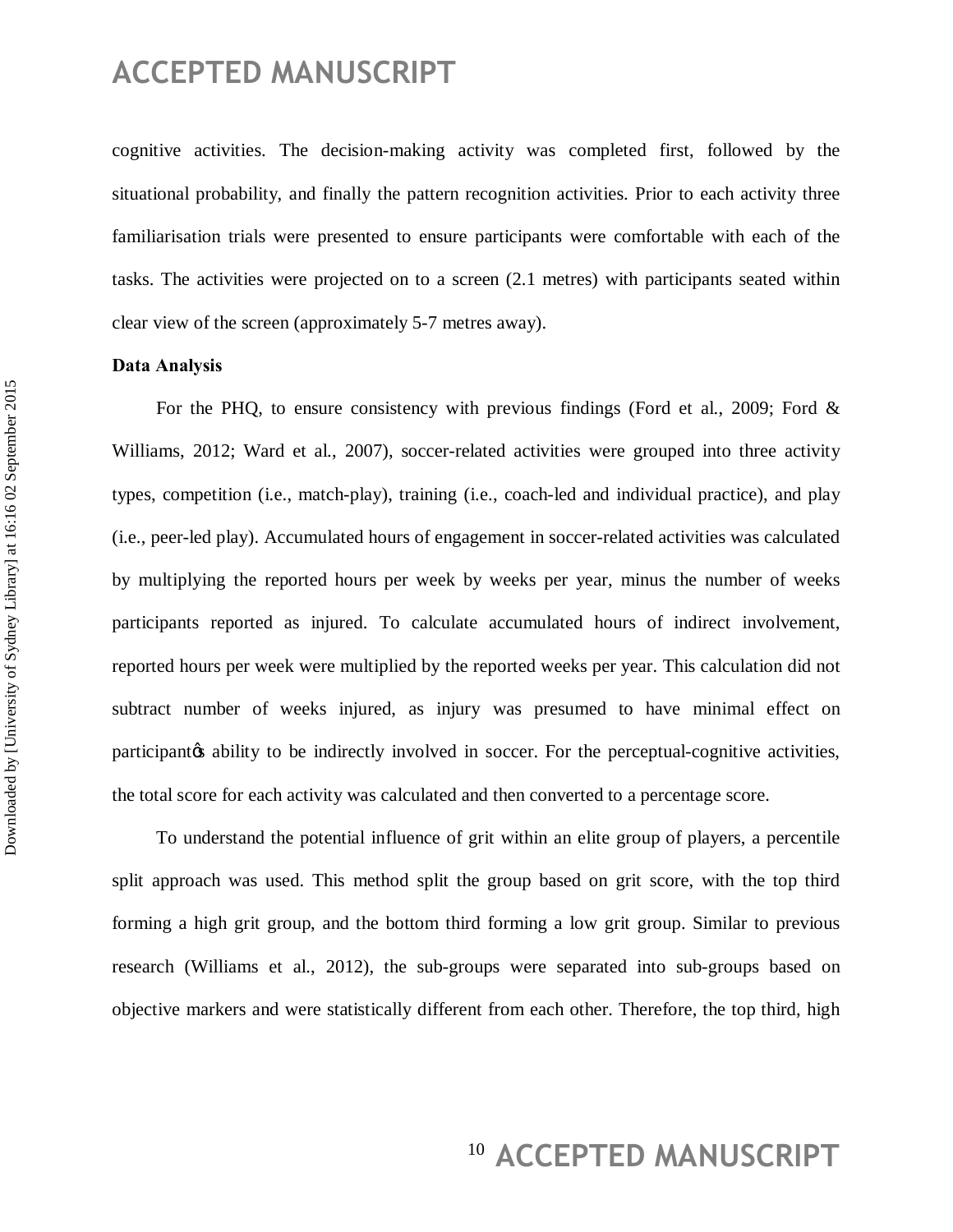cognitive activities. The decision-making activity was completed first, followed by the situational probability, and finally the pattern recognition activities. Prior to each activity three familiarisation trials were presented to ensure participants were comfortable with each of the tasks. The activities were projected on to a screen (2.1 metres) with participants seated within clear view of the screen (approximately 5-7 metres away).

**Data Analysis**

For the PHQ, to ensure consistency with previous findings (Ford et al., 2009; Ford & Williams, 2012; Ward et al., 2007), soccer-related activities were grouped into three activity types, competition (i.e., match-play), training (i.e., coach-led and individual practice), and play (i.e., peer-led play). Accumulated hours of engagement in soccer-related activities was calculated by multiplying the reported hours per week by weeks per year, minus the number of weeks participants reported as injured. To calculate accumulated hours of indirect involvement, reported hours per week were multiplied by the reported weeks per year. This calculation did not subtract number of weeks injured, as injury was presumed to have minimal effect on participant's ability to be indirectly involved in soccer. For the perceptual-cognitive activities, the total score for each activity was calculated and then converted to a percentage score.

To understand the potential influence of grit within an elite group of players, a percentile split approach was used. This method split the group based on grit score, with the top third forming a high grit group, and the bottom third forming a low grit group. Similar to previous research (Williams et al., 2012), the sub-groups were separated into sub-groups based on objective markers and were statistically different from each other. Therefore, the top third, high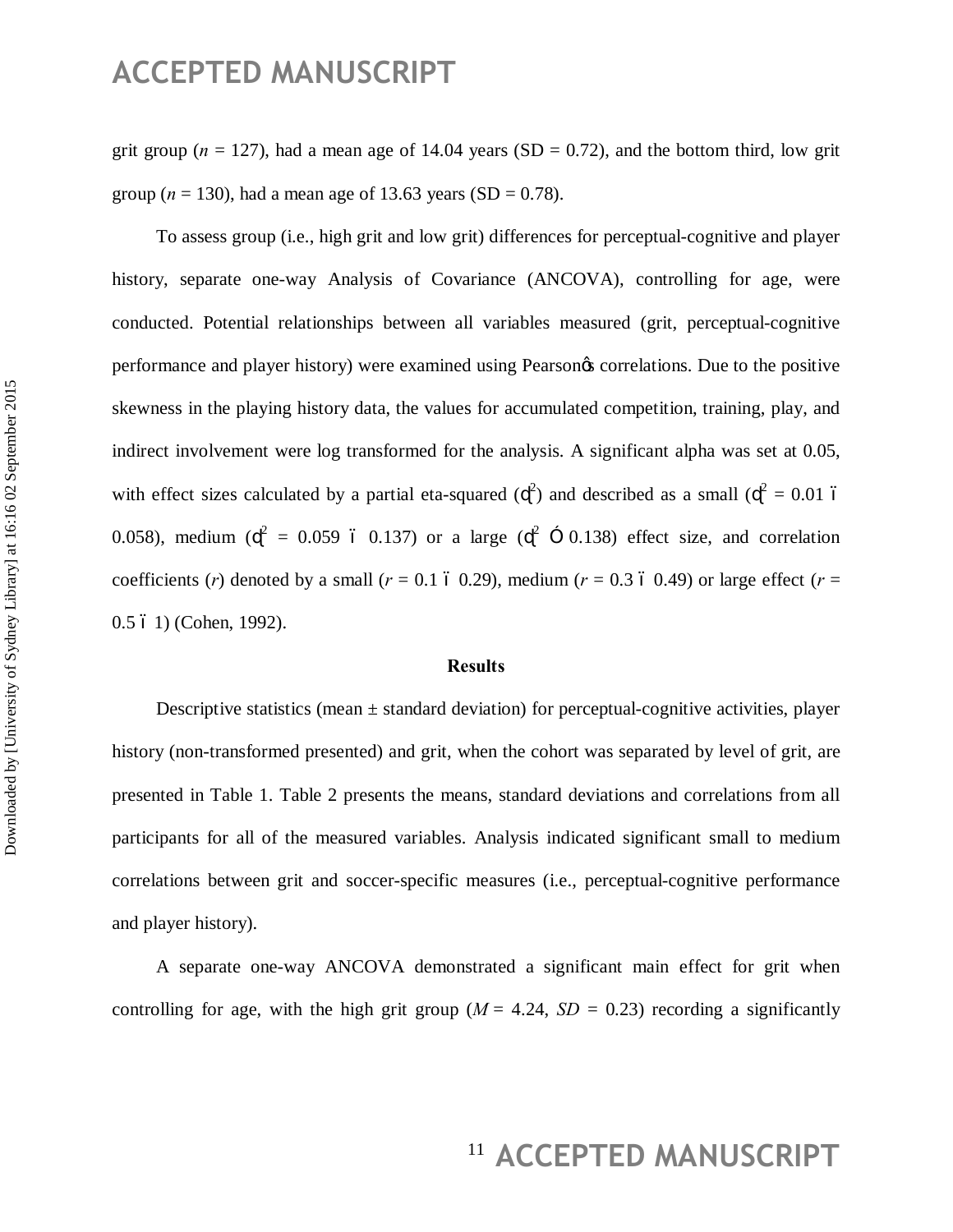grit group ($n$ = 127), had a mean age of 14.04 years (SD = 0.72), and the bottom third, low grit group ($n$ = 130), had a mean age of 13.63 years (SD = 0.78).

To assess group (i.e., high grit and low grit) differences for perceptual-cognitive and player history, separate one-way Analysis of Covariance (ANCOVA), controlling for age, were conducted. Potential relationships between all variables measured (grit, perceptual-cognitive performance and player history) were examined using Pearson's correlations. Due to the positive skewness in the playing history data, the values for accumulated competition, training, play, and indirect involvement were log transformed for the analysis. A significant alpha was set at 0.05, with effect sizes calculated by a partial eta-squared ($\eta_p^2$) and described as a small ($\eta_p^2$ = 0.01 – 0.058), medium ($\eta_p^2$ = 0.059 – 0.137) or a large ($\eta_p^2$ ≥ 0.138) effect size, and correlation coefficients ($r$) denoted by a small ($r$ = 0.1 – 0.29), medium ($r$ = 0.3 – 0.49) or large effect ($r$ = 0.5 – 1) (Cohen, 1992).

## Results

Descriptive statistics (mean ± standard deviation) for perceptual-cognitive activities, player history (non-transformed presented) and grit, when the cohort was separated by level of grit, are presented in Table 1. Table 2 presents the means, standard deviations and correlations from all participants for all of the measured variables. Analysis indicated significant small to medium correlations between grit and soccer-specific measures (i.e., perceptual-cognitive performance and player history).

A separate one-way ANCOVA demonstrated a significant main effect for grit when controlling for age, with the high grit group ($M$ = 4.24, $SD$ = 0.23) recording a significantly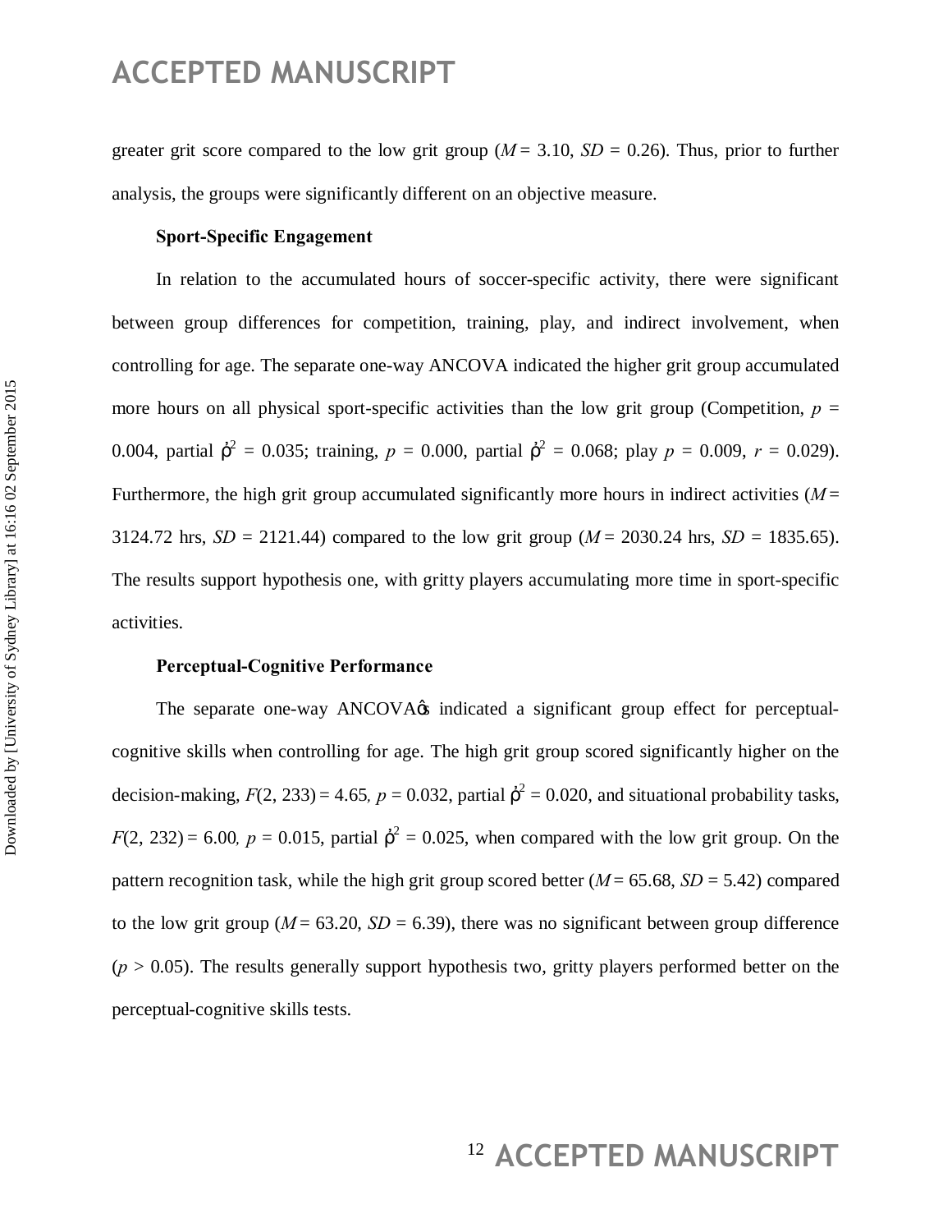greater grit score compared to the low grit group ($M$ = 3.10, $SD$ = 0.26). Thus, prior to further analysis, the groups were significantly different on an objective measure.

**Sport-Specific Engagement**

In relation to the accumulated hours of soccer-specific activity, there were significant between group differences for competition, training, play, and indirect involvement, when controlling for age. The separate one-way ANCOVA indicated the higher grit group accumulated more hours on all physical sport-specific activities than the low grit group (Competition, $p$ = 0.004, partial $\eta^2$ = 0.035; training, $p$ = 0.000, partial $\eta^2$ = 0.068; play $p$ = 0.009, $r$ = 0.029). Furthermore, the high grit group accumulated significantly more hours in indirect activities ($M$ = 3124.72 hrs, $SD$ = 2121.44) compared to the low grit group ($M$ = 2030.24 hrs, $SD$ = 1835.65). The results support hypothesis one, with gritty players accumulating more time in sport-specific activities.

**Perceptual-Cognitive Performance**

The separate one-way ANCOVA's indicated a significant group effect for perceptual-cognitive skills when controlling for age. The high grit group scored significantly higher on the decision-making, $F(2, 233) = 4.65$, $p$ = 0.032, partial $\eta^2$ = 0.020, and situational probability tasks, $F(2, 232) = 6.00$, $p$ = 0.015, partial $\eta^2$ = 0.025, when compared with the low grit group. On the pattern recognition task, while the high grit group scored better ($M$ = 65.68, $SD$ = 5.42) compared to the low grit group ($M$ = 63.20, $SD$ = 6.39), there was no significant between group difference ($p > 0.05$). The results generally support hypothesis two, gritty players performed better on the perceptual-cognitive skills tests.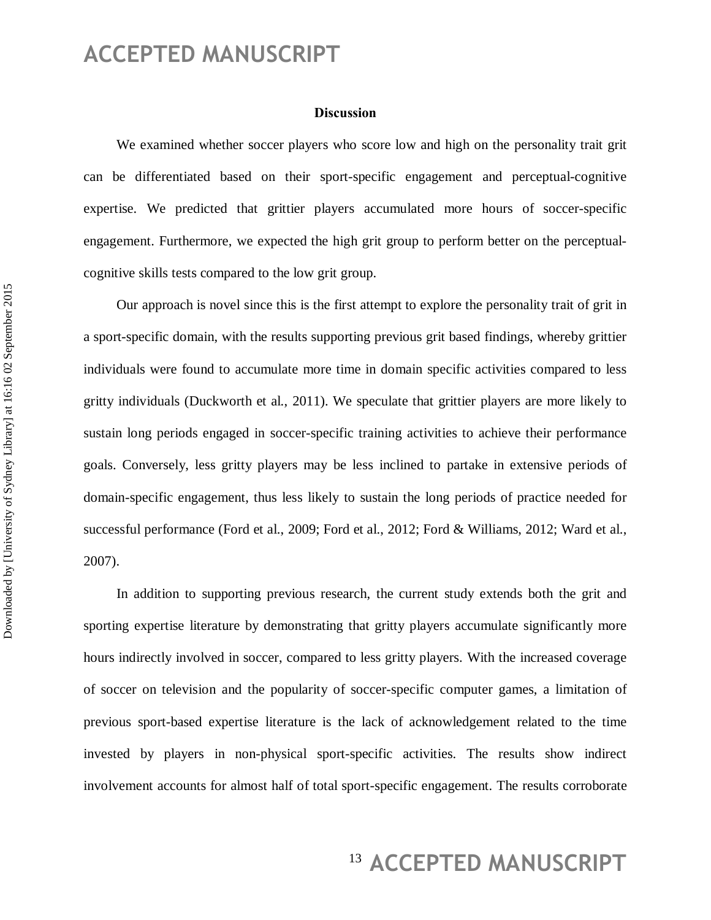## Discussion

We examined whether soccer players who score low and high on the personality trait grit can be differentiated based on their sport-specific engagement and perceptual-cognitive expertise. We predicted that grittier players accumulated more hours of soccer-specific engagement. Furthermore, we expected the high grit group to perform better on the perceptual-cognitive skills tests compared to the low grit group.

Our approach is novel since this is the first attempt to explore the personality trait of grit in a sport-specific domain, with the results supporting previous grit based findings, whereby grittier individuals were found to accumulate more time in domain specific activities compared to less gritty individuals (Duckworth et al., 2011). We speculate that grittier players are more likely to sustain long periods engaged in soccer-specific training activities to achieve their performance goals. Conversely, less gritty players may be less inclined to partake in extensive periods of domain-specific engagement, thus less likely to sustain the long periods of practice needed for successful performance (Ford et al., 2009; Ford et al., 2012; Ford & Williams, 2012; Ward et al., 2007).

In addition to supporting previous research, the current study extends both the grit and sporting expertise literature by demonstrating that gritty players accumulate significantly more hours indirectly involved in soccer, compared to less gritty players. With the increased coverage of soccer on television and the popularity of soccer-specific computer games, a limitation of previous sport-based expertise literature is the lack of acknowledgement related to the time invested by players in non-physical sport-specific activities. The results show indirect involvement accounts for almost half of total sport-specific engagement. The results corroborate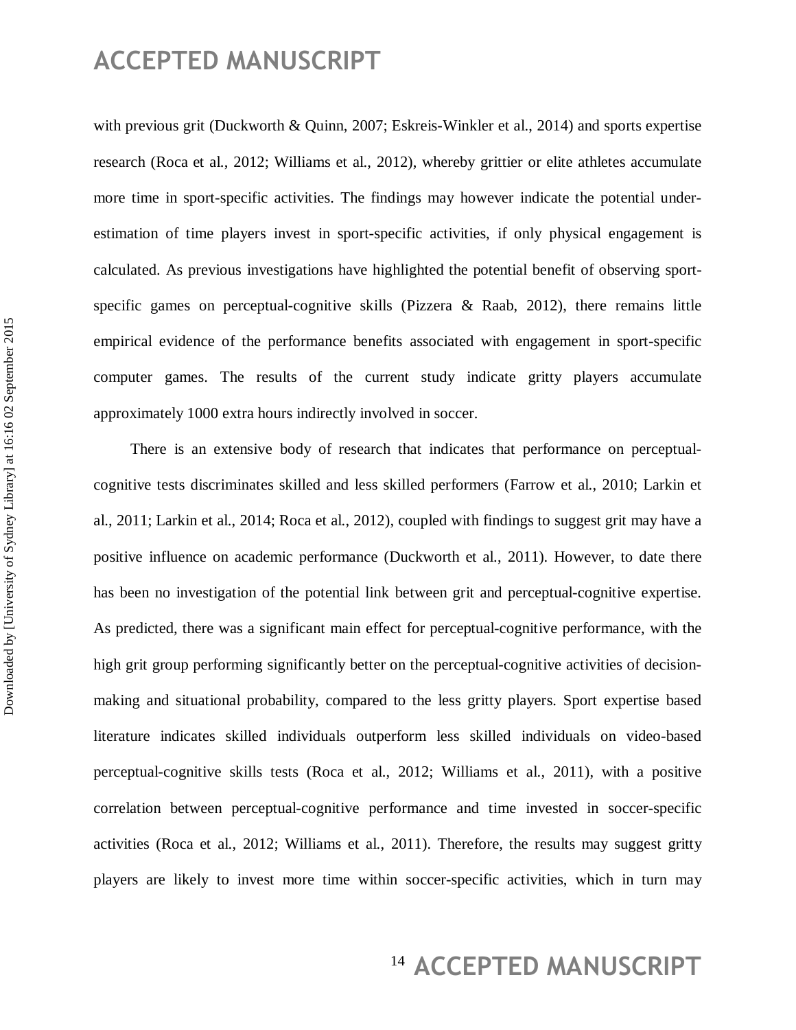with previous grit (Duckworth & Quinn, 2007; Eskreis-Winkler et al., 2014) and sports expertise research (Roca et al., 2012; Williams et al., 2012), whereby grittier or elite athletes accumulate more time in sport-specific activities. The findings may however indicate the potential under-estimation of time players invest in sport-specific activities, if only physical engagement is calculated. As previous investigations have highlighted the potential benefit of observing sport-specific games on perceptual-cognitive skills (Pizzera & Raab, 2012), there remains little empirical evidence of the performance benefits associated with engagement in sport-specific computer games. The results of the current study indicate gritty players accumulate approximately 1000 extra hours indirectly involved in soccer.

There is an extensive body of research that indicates that performance on perceptual-cognitive tests discriminates skilled and less skilled performers (Farrow et al., 2010; Larkin et al., 2011; Larkin et al., 2014; Roca et al., 2012), coupled with findings to suggest grit may have a positive influence on academic performance (Duckworth et al., 2011). However, to date there has been no investigation of the potential link between grit and perceptual-cognitive expertise. As predicted, there was a significant main effect for perceptual-cognitive performance, with the high grit group performing significantly better on the perceptual-cognitive activities of decision-making and situational probability, compared to the less gritty players. Sport expertise based literature indicates skilled individuals outperform less skilled individuals on video-based perceptual-cognitive skills tests (Roca et al., 2012; Williams et al., 2011), with a positive correlation between perceptual-cognitive performance and time invested in soccer-specific activities (Roca et al., 2012; Williams et al., 2011). Therefore, the results may suggest gritty players are likely to invest more time within soccer-specific activities, which in turn may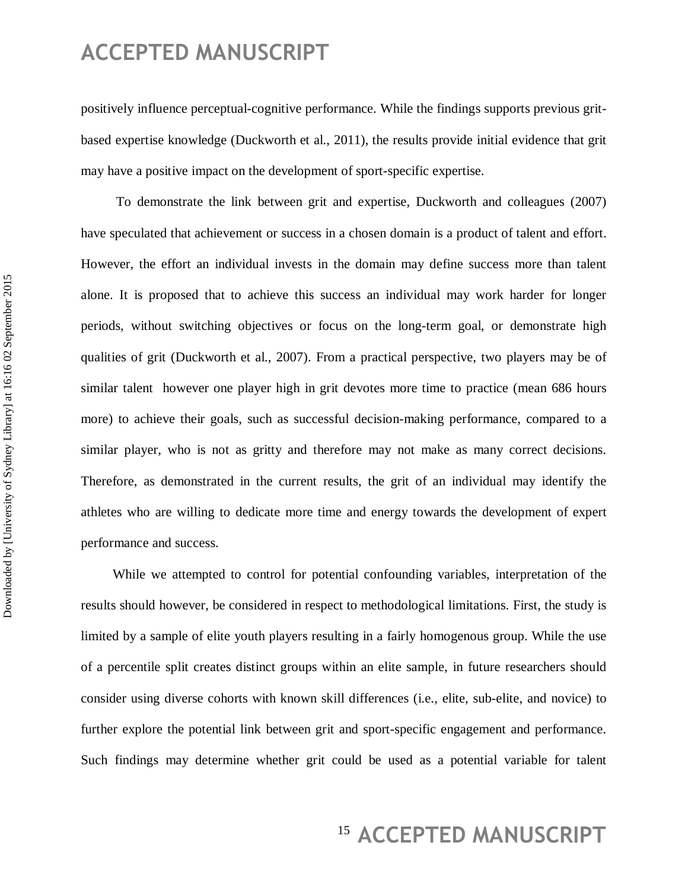positively influence perceptual-cognitive performance. While the findings supports previous grit-based expertise knowledge (Duckworth et al., 2011), the results provide initial evidence that grit may have a positive impact on the development of sport-specific expertise.

To demonstrate the link between grit and expertise, Duckworth and colleagues (2007) have speculated that achievement or success in a chosen domain is a product of talent and effort. However, the effort an individual invests in the domain may define success more than talent alone. It is proposed that to achieve this success an individual may work harder for longer periods, without switching objectives or focus on the long-term goal, or demonstrate high qualities of grit (Duckworth et al., 2007). From a practical perspective, two players may be of similar talent however one player high in grit devotes more time to practice (mean 686 hours more) to achieve their goals, such as successful decision-making performance, compared to a similar player, who is not as gritty and therefore may not make as many correct decisions. Therefore, as demonstrated in the current results, the grit of an individual may identify the athletes who are willing to dedicate more time and energy towards the development of expert performance and success.

While we attempted to control for potential confounding variables, interpretation of the results should however, be considered in respect to methodological limitations. First, the study is limited by a sample of elite youth players resulting in a fairly homogenous group. While the use of a percentile split creates distinct groups within an elite sample, in future researchers should consider using diverse cohorts with known skill differences (i.e., elite, sub-elite, and novice) to further explore the potential link between grit and sport-specific engagement and performance. Such findings may determine whether grit could be used as a potential variable for talent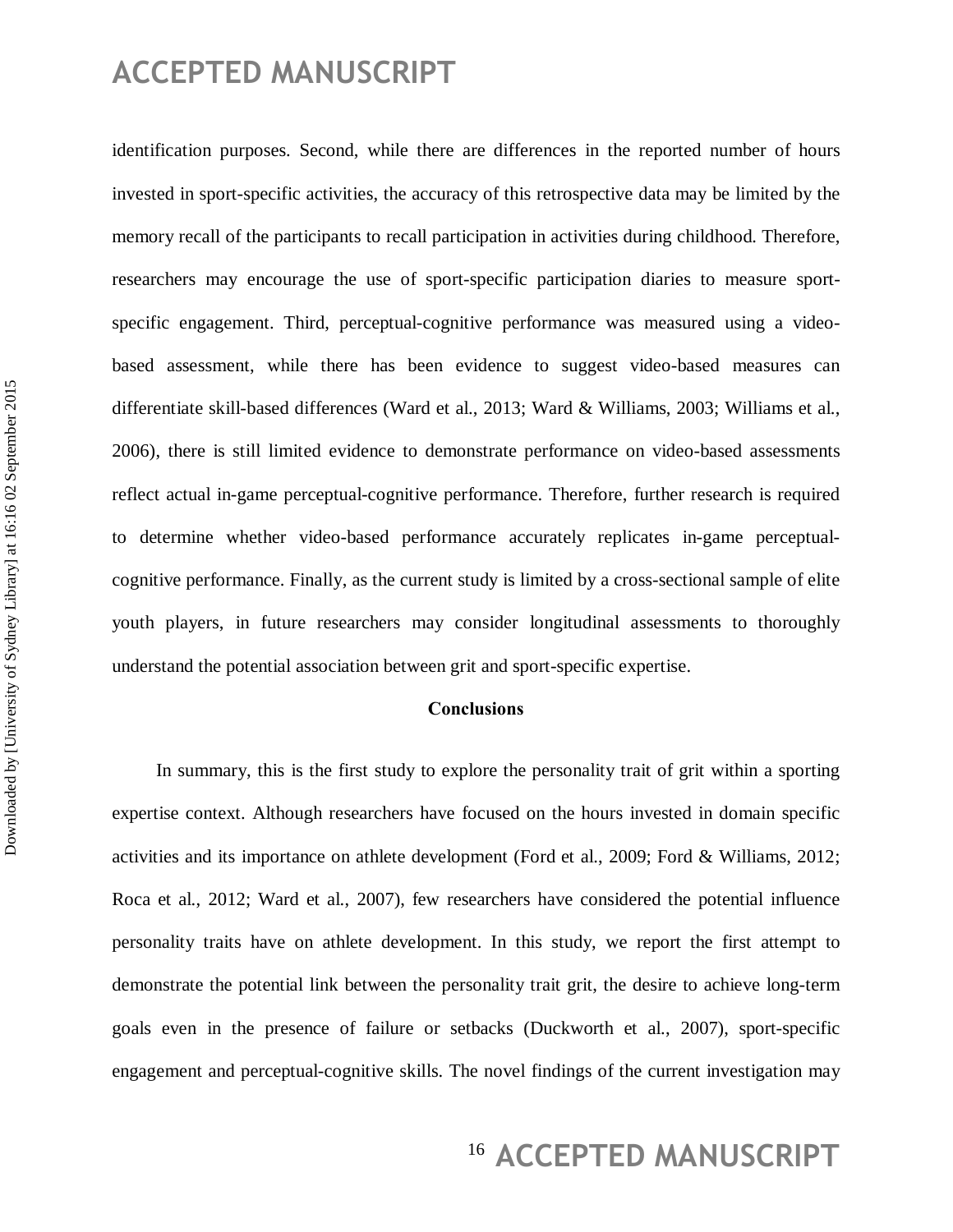identification purposes. Second, while there are differences in the reported number of hours invested in sport-specific activities, the accuracy of this retrospective data may be limited by the memory recall of the participants to recall participation in activities during childhood. Therefore, researchers may encourage the use of sport-specific participation diaries to measure sport-specific engagement. Third, perceptual-cognitive performance was measured using a video-based assessment, while there has been evidence to suggest video-based measures can differentiate skill-based differences (Ward et al., 2013; Ward & Williams, 2003; Williams et al., 2006), there is still limited evidence to demonstrate performance on video-based assessments reflect actual in-game perceptual-cognitive performance. Therefore, further research is required to determine whether video-based performance accurately replicates in-game perceptual-cognitive performance. Finally, as the current study is limited by a cross-sectional sample of elite youth players, in future researchers may consider longitudinal assessments to thoroughly understand the potential association between grit and sport-specific expertise.

## Conclusions

In summary, this is the first study to explore the personality trait of grit within a sporting expertise context. Although researchers have focused on the hours invested in domain specific activities and its importance on athlete development (Ford et al., 2009; Ford & Williams, 2012; Roca et al., 2012; Ward et al., 2007), few researchers have considered the potential influence personality traits have on athlete development. In this study, we report the first attempt to demonstrate the potential link between the personality trait grit, the desire to achieve long-term goals even in the presence of failure or setbacks (Duckworth et al., 2007), sport-specific engagement and perceptual-cognitive skills. The novel findings of the current investigation may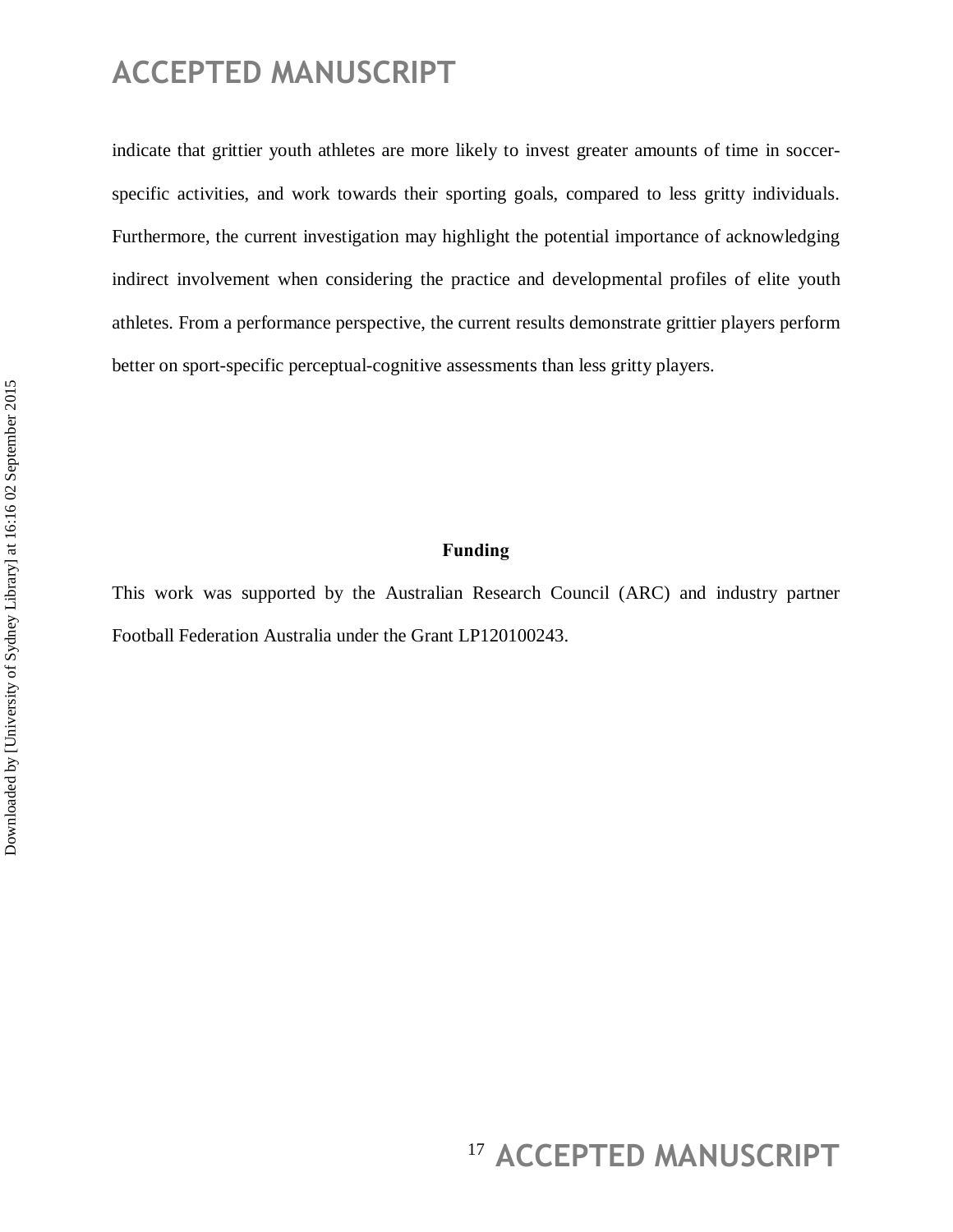indicate that grittier youth athletes are more likely to invest greater amounts of time in soccer-specific activities, and work towards their sporting goals, compared to less gritty individuals. Furthermore, the current investigation may highlight the potential importance of acknowledging indirect involvement when considering the practice and developmental profiles of elite youth athletes. From a performance perspective, the current results demonstrate grittier players perform better on sport-specific perceptual-cognitive assessments than less gritty players.

## Funding

This work was supported by the Australian Research Council (ARC) and industry partner Football Federation Australia under the Grant LP120100243.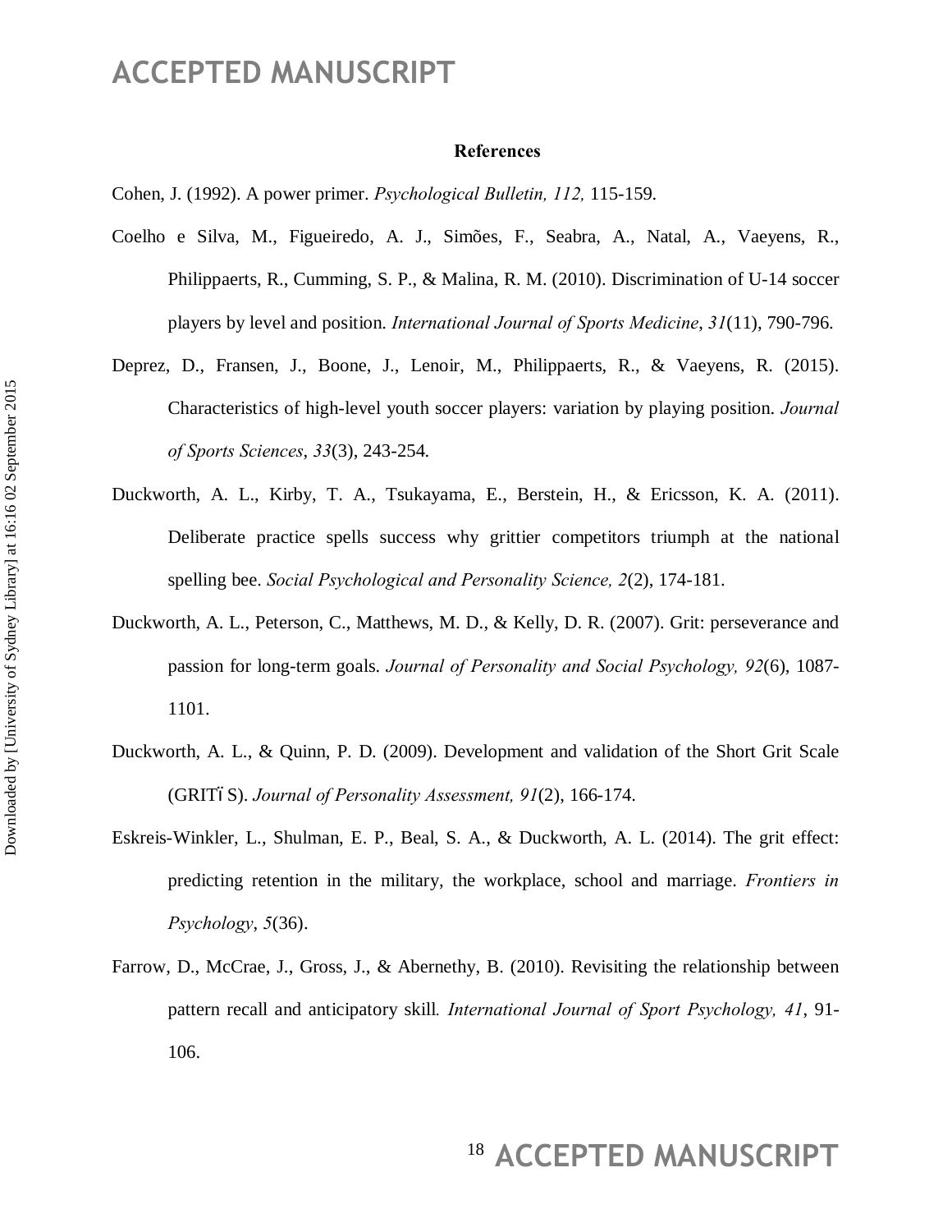## References

Cohen, J. (1992). A power primer. *Psychological Bulletin, 112,* 115-159.

Coelho e Silva, M., Figueiredo, A. J., Simões, F., Seabra, A., Natal, A., Vaeyens, R., Philippaerts, R., Cumming, S. P., & Malina, R. M. (2010). Discrimination of U-14 soccer players by level and position. *International Journal of Sports Medicine*, *31*(11), 790-796.

Deprez, D., Fransen, J., Boone, J., Lenoir, M., Philippaerts, R., & Vaeyens, R. (2015). Characteristics of high-level youth soccer players: variation by playing position. *Journal of Sports Sciences*, *33*(3), 243-254.

Duckworth, A. L., Kirby, T. A., Tsukayama, E., Berstein, H., & Ericsson, K. A. (2011). Deliberate practice spells success why grittier competitors triumph at the national spelling bee. *Social Psychological and Personality Science, 2*(2), 174-181.

Duckworth, A. L., Peterson, C., Matthews, M. D., & Kelly, D. R. (2007). Grit: perseverance and passion for long-term goals. *Journal of Personality and Social Psychology, 92*(6), 1087-1101.

Duckworth, A. L., & Quinn, P. D. (2009). Development and validation of the Short Grit Scale (GRITïS). *Journal of Personality Assessment, 91*(2), 166-174.

Eskreis-Winkler, L., Shulman, E. P., Beal, S. A., & Duckworth, A. L. (2014). The grit effect: predicting retention in the military, the workplace, school and marriage. *Frontiers in Psychology*, *5*(36).

Farrow, D., McCrae, J., Gross, J., & Abernethy, B. (2010). Revisiting the relationship between pattern recall and anticipatory skill. *International Journal of Sport Psychology, 41*, 91-106.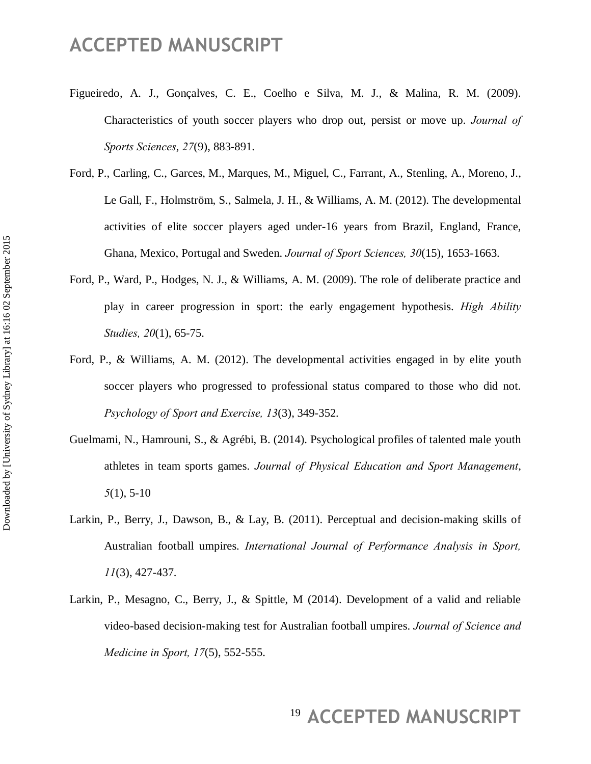Figueiredo, A. J., Gonçalves, C. E., Coelho e Silva, M. J., & Malina, R. M. (2009). Characteristics of youth soccer players who drop out, persist or move up. *Journal of Sports Sciences*, *27*(9), 883-891.

Ford, P., Carling, C., Garces, M., Marques, M., Miguel, C., Farrant, A., Stenling, A., Moreno, J., Le Gall, F., Holmström, S., Salmela, J. H., & Williams, A. M. (2012). The developmental activities of elite soccer players aged under-16 years from Brazil, England, France, Ghana, Mexico, Portugal and Sweden. *Journal of Sport Sciences, 30*(15), 1653-1663.

Ford, P., Ward, P., Hodges, N. J., & Williams, A. M. (2009). The role of deliberate practice and play in career progression in sport: the early engagement hypothesis. *High Ability Studies, 20*(1), 65-75.

Ford, P., & Williams, A. M. (2012). The developmental activities engaged in by elite youth soccer players who progressed to professional status compared to those who did not. *Psychology of Sport and Exercise, 13*(3), 349-352.

Guelmami, N., Hamrouni, S., & Agrébi, B. (2014). Psychological profiles of talented male youth athletes in team sports games. *Journal of Physical Education and Sport Management*, *5*(1), 5-10

Larkin, P., Berry, J., Dawson, B., & Lay, B. (2011). Perceptual and decision-making skills of Australian football umpires. *International Journal of Performance Analysis in Sport, 11*(3), 427-437.

Larkin, P., Mesagno, C., Berry, J., & Spittle, M (2014). Development of a valid and reliable video-based decision-making test for Australian football umpires. *Journal of Science and Medicine in Sport, 17*(5), 552-555.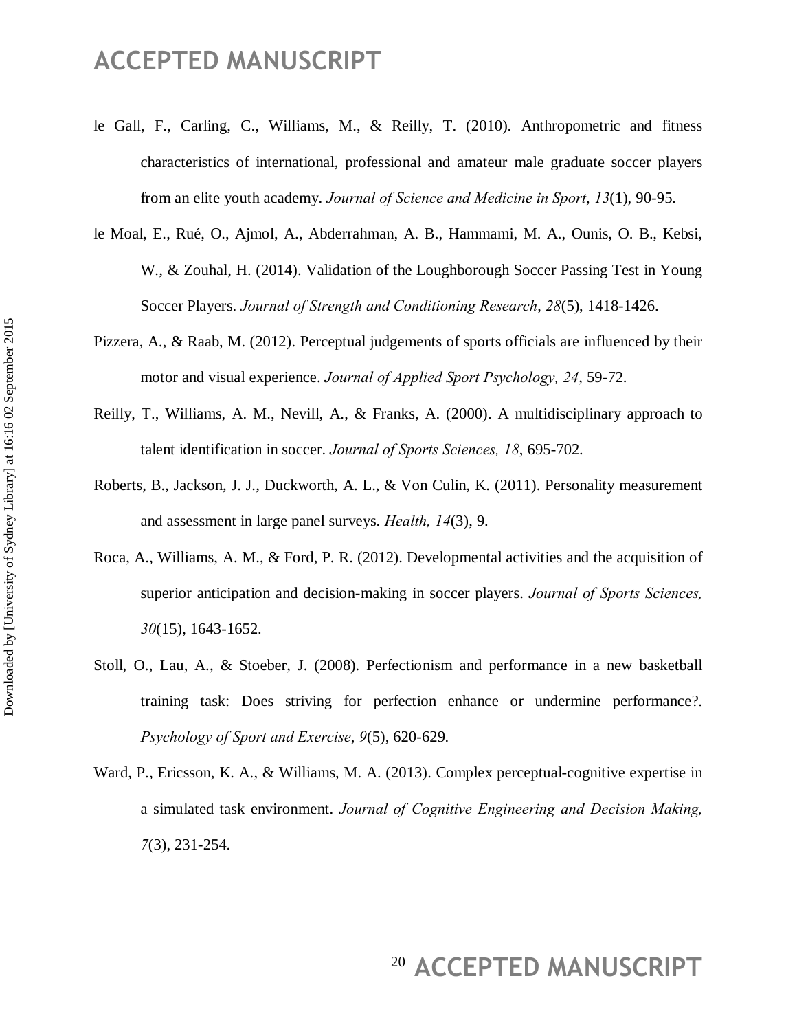le Gall, F., Carling, C., Williams, M., & Reilly, T. (2010). Anthropometric and fitness characteristics of international, professional and amateur male graduate soccer players from an elite youth academy. *Journal of Science and Medicine in Sport*, *13*(1), 90-95.

le Moal, E., Rué, O., Ajmol, A., Abderrahman, A. B., Hammami, M. A., Ounis, O. B., Kebsi, W., & Zouhal, H. (2014). Validation of the Loughborough Soccer Passing Test in Young Soccer Players. *Journal of Strength and Conditioning Research*, *28*(5), 1418-1426.

Pizzera, A., & Raab, M. (2012). Perceptual judgements of sports officials are influenced by their motor and visual experience. *Journal of Applied Sport Psychology, 24*, 59-72.

Reilly, T., Williams, A. M., Nevill, A., & Franks, A. (2000). A multidisciplinary approach to talent identification in soccer. *Journal of Sports Sciences, 18*, 695-702.

Roberts, B., Jackson, J. J., Duckworth, A. L., & Von Culin, K. (2011). Personality measurement and assessment in large panel surveys. *Health, 14*(3), 9.

Roca, A., Williams, A. M., & Ford, P. R. (2012). Developmental activities and the acquisition of superior anticipation and decision-making in soccer players. *Journal of Sports Sciences, 30*(15), 1643-1652.

Stoll, O., Lau, A., & Stoeber, J. (2008). Perfectionism and performance in a new basketball training task: Does striving for perfection enhance or undermine performance?. *Psychology of Sport and Exercise*, *9*(5), 620-629.

Ward, P., Ericsson, K. A., & Williams, M. A. (2013). Complex perceptual-cognitive expertise in a simulated task environment. *Journal of Cognitive Engineering and Decision Making, 7*(3), 231-254.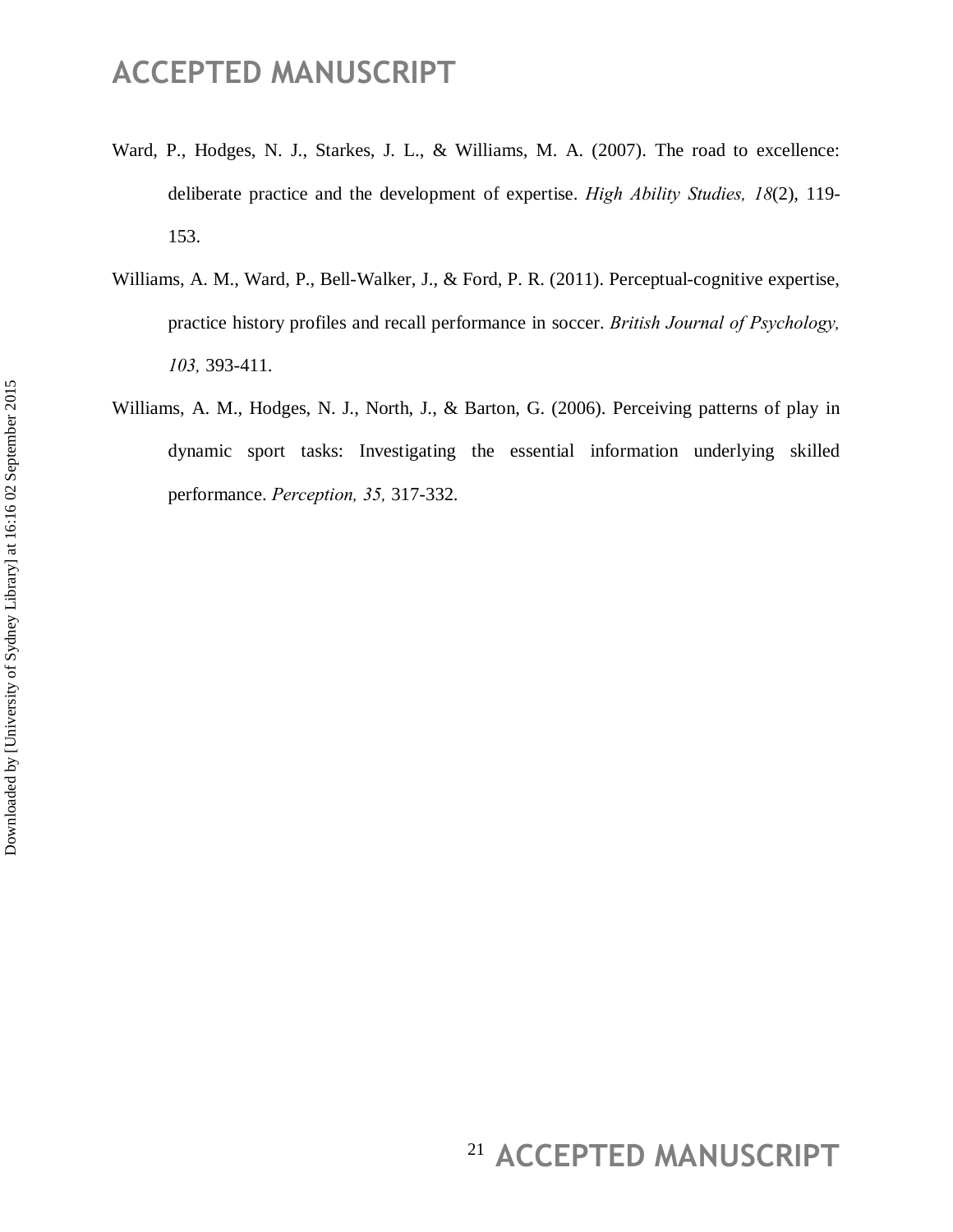Ward, P., Hodges, N. J., Starkes, J. L., & Williams, M. A. (2007). The road to excellence: deliberate practice and the development of expertise. *High Ability Studies, 18*(2), 119-153.

Williams, A. M., Ward, P., Bell-Walker, J., & Ford, P. R. (2011). Perceptual-cognitive expertise, practice history profiles and recall performance in soccer. *British Journal of Psychology, 103,* 393-411.

Williams, A. M., Hodges, N. J., North, J., & Barton, G. (2006). Perceiving patterns of play in dynamic sport tasks: Investigating the essential information underlying skilled performance. *Perception, 35,* 317-332.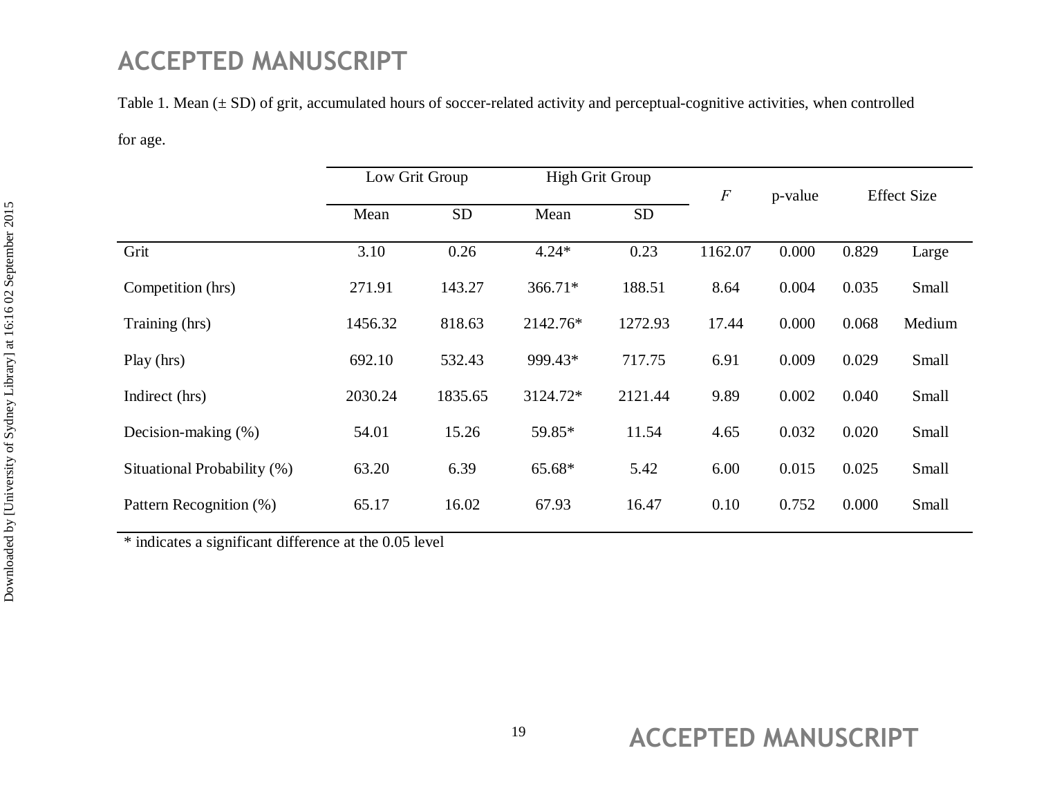Table 1. Mean (± SD) of grit, accumulated hours of soccer-related activity and perceptual-cognitive activities, when controlled for age.

| | Low Grit Group | | High Grit Group | | $F$ | p-value | Effect Size | |
|---|---|---|---|---|---|---|---|---|
| | Mean | SD | Mean | SD | | | | |
| Grit | 3.10 | 0.26 | 4.24* | 0.23 | 1162.07 | 0.000 | 0.829 | Large |
| Competition (hrs) | 271.91 | 143.27 | 366.71* | 188.51 | 8.64 | 0.004 | 0.035 | Small |
| Training (hrs) | 1456.32 | 818.63 | 2142.76* | 1272.93 | 17.44 | 0.000 | 0.068 | Medium |
| Play (hrs) | 692.10 | 532.43 | 999.43* | 717.75 | 6.91 | 0.009 | 0.029 | Small |
| Indirect (hrs) | 2030.24 | 1835.65 | 3124.72* | 2121.44 | 9.89 | 0.002 | 0.040 | Small |
| Decision-making (%) | 54.01 | 15.26 | 59.85* | 11.54 | 4.65 | 0.032 | 0.020 | Small |
| Situational Probability (%) | 63.20 | 6.39 | 65.68* | 5.42 | 6.00 | 0.015 | 0.025 | Small |
| Pattern Recognition (%) | 65.17 | 16.02 | 67.93 | 16.47 | 0.10 | 0.752 | 0.000 | Small |

* indicates a significant difference at the 0.05 level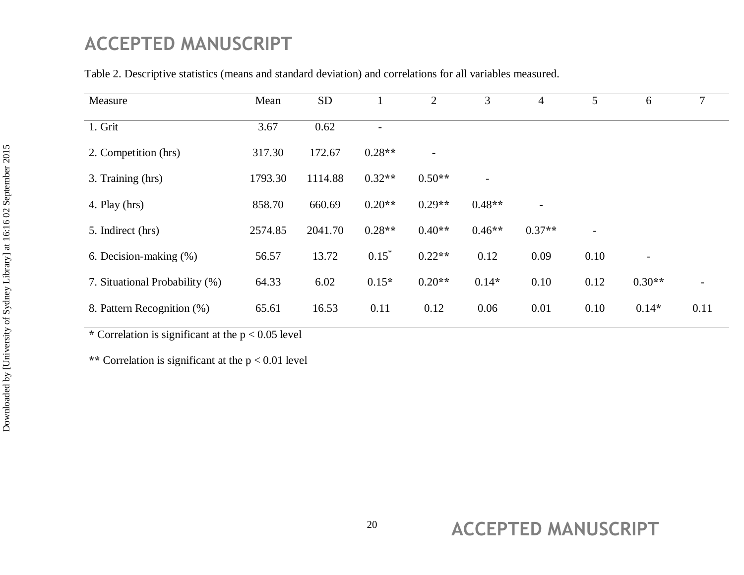Table 2. Descriptive statistics (means and standard deviation) and correlations for all variables measured.

| Measure | Mean | SD | 1 | 2 | 3 | 4 | 5 | 6 | 7 |
|---|---|---|---|---|---|---|---|---|---|
| 1. Grit | 3.67 | 0.62 | - | | | | | | |
| 2. Competition (hrs) | 317.30 | 172.67 | 0.28** | - | | | | | |
| 3. Training (hrs) | 1793.30 | 1114.88 | 0.32** | 0.50** | - | | | | |
| 4. Play (hrs) | 858.70 | 660.69 | 0.20** | 0.29** | 0.48** | - | | | |
| 5. Indirect (hrs) | 2574.85 | 2041.70 | 0.28** | 0.40** | 0.46** | 0.37** | - | | |
| 6. Decision-making (%) | 56.57 | 13.72 | 0.15* | 0.22** | 0.12 | 0.09 | 0.10 | - | |
| 7. Situational Probability (%) | 64.33 | 6.02 | 0.15* | 0.20** | 0.14* | 0.10 | 0.12 | 0.30** | - |
| 8. Pattern Recognition (%) | 65.61 | 16.53 | 0.11 | 0.12 | 0.06 | 0.01 | 0.10 | 0.14* | 0.11 |

* Correlation is significant at the $p < 0.05$ level

** Correlation is significant at the $p < 0.01$ level